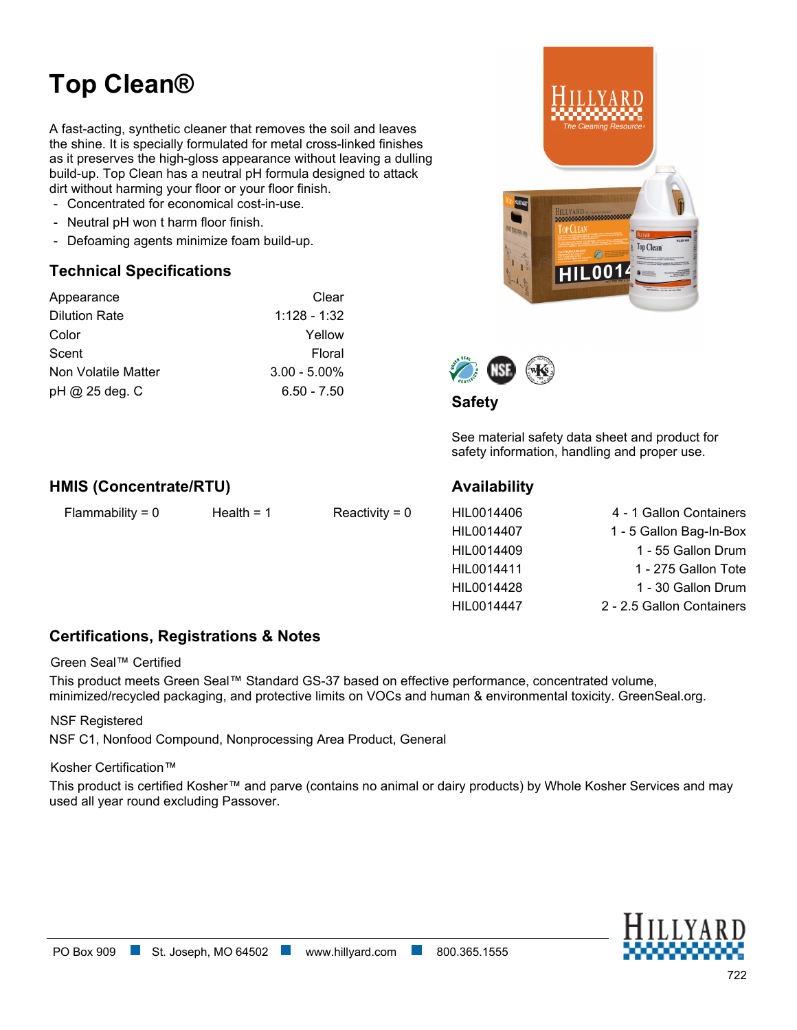# Top Clean®

A fast-acting, synthetic cleaner that removes the soil and leaves the shine. It is specially formulated for metal cross-linked finishes as it preserves the high-gloss appearance without leaving a dulling build-up. Top Clean has a neutral pH formula designed to attack dirt without harming your floor or your floor finish.

- Concentrated for economical cost-in-use.
- Neutral pH won t harm floor finish.
- Defoaming agents minimize foam build-up.

## Technical Specifications

| | |
|---|---|
| Appearance | Clear |
| Dilution Rate | 1:128 - 1:32 |
| Color | Yellow |
| Scent | Floral |
| Non Volatile Matter | 3.00 - 5.00% |
| pH @ 25 deg. C | 6.50 - 7.50 |

## Safety

See material safety data sheet and product for safety information, handling and proper use.

## HMIS (Concentrate/RTU)

Flammability = 0 &nbsp;&nbsp; Health = 1 &nbsp;&nbsp; Reactivity = 0

## Availability

| | |
|---|---|
| HIL0014406 | 4 - 1 Gallon Containers |
| HIL0014407 | 1 - 5 Gallon Bag-In-Box |
| HIL0014409 | 1 - 55 Gallon Drum |
| HIL0014411 | 1 - 275 Gallon Tote |
| HIL0014428 | 1 - 30 Gallon Drum |
| HIL0014447 | 2 - 2.5 Gallon Containers |

## Certifications, Registrations & Notes

Green Seal™ Certified

This product meets Green Seal™ Standard GS-37 based on effective performance, concentrated volume, minimized/recycled packaging, and protective limits on VOCs and human & environmental toxicity. GreenSeal.org.

NSF Registered

NSF C1, Nonfood Compound, Nonprocessing Area Product, General

Kosher Certification™

This product is certified Kosher™ and parve (contains no animal or dairy products) by Whole Kosher Services and may used all year round excluding Passover.

PO Box 909 ■ St. Joseph, MO 64502 ■ www.hillyard.com ■ 800.365.1555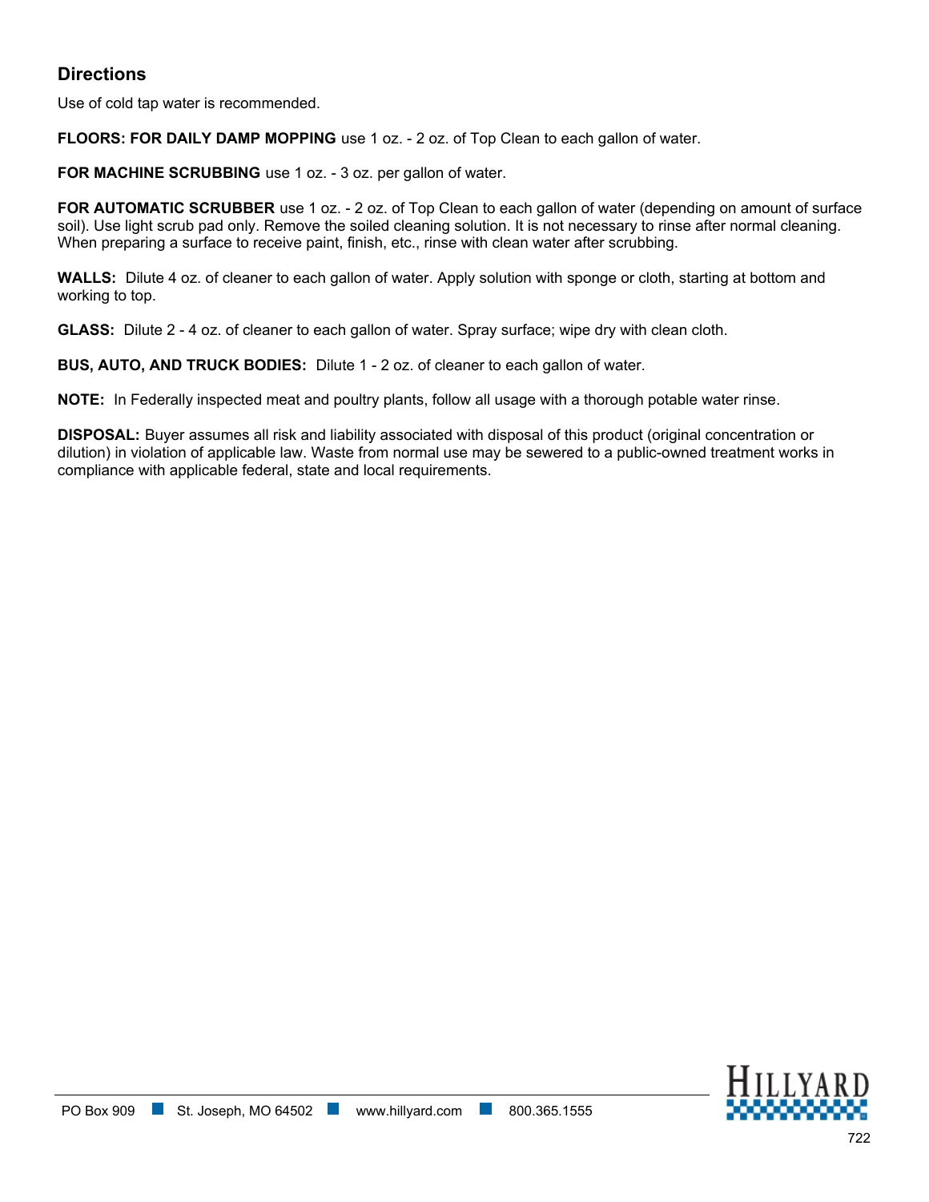## Directions

Use of cold tap water is recommended.

**FLOORS: FOR DAILY DAMP MOPPING** use 1 oz. - 2 oz. of Top Clean to each gallon of water.

**FOR MACHINE SCRUBBING** use 1 oz. - 3 oz. per gallon of water.

**FOR AUTOMATIC SCRUBBER** use 1 oz. - 2 oz. of Top Clean to each gallon of water (depending on amount of surface soil). Use light scrub pad only. Remove the soiled cleaning solution. It is not necessary to rinse after normal cleaning. When preparing a surface to receive paint, finish, etc., rinse with clean water after scrubbing.

**WALLS:** Dilute 4 oz. of cleaner to each gallon of water. Apply solution with sponge or cloth, starting at bottom and working to top.

**GLASS:** Dilute 2 - 4 oz. of cleaner to each gallon of water. Spray surface; wipe dry with clean cloth.

**BUS, AUTO, AND TRUCK BODIES:** Dilute 1 - 2 oz. of cleaner to each gallon of water.

**NOTE:** In Federally inspected meat and poultry plants, follow all usage with a thorough potable water rinse.

**DISPOSAL:** Buyer assumes all risk and liability associated with disposal of this product (original concentration or dilution) in violation of applicable law. Waste from normal use may be sewered to a public-owned treatment works in compliance with applicable federal, state and local requirements.

PO Box 909 ■ St. Joseph, MO 64502 ■ www.hillyard.com ■ 800.365.1555

HILLYARD

722